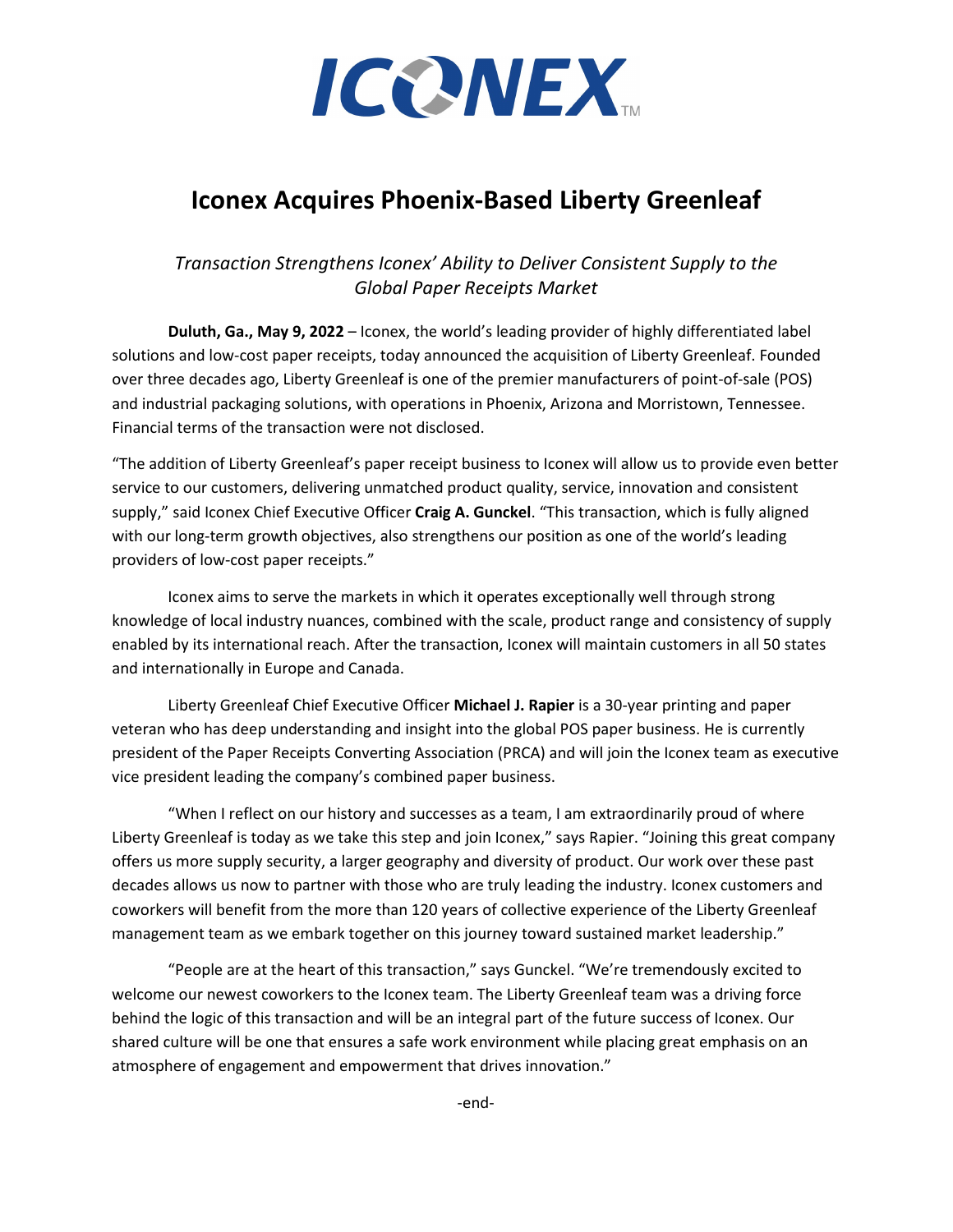ICONEX™

# Iconex Acquires Phoenix-Based Liberty Greenleaf

*Transaction Strengthens Iconex' Ability to Deliver Consistent Supply to the Global Paper Receipts Market*

**Duluth, Ga., May 9, 2022** – Iconex, the world's leading provider of highly differentiated label solutions and low-cost paper receipts, today announced the acquisition of Liberty Greenleaf. Founded over three decades ago, Liberty Greenleaf is one of the premier manufacturers of point-of-sale (POS) and industrial packaging solutions, with operations in Phoenix, Arizona and Morristown, Tennessee. Financial terms of the transaction were not disclosed.

"The addition of Liberty Greenleaf's paper receipt business to Iconex will allow us to provide even better service to our customers, delivering unmatched product quality, service, innovation and consistent supply," said Iconex Chief Executive Officer **Craig A. Gunckel**. "This transaction, which is fully aligned with our long-term growth objectives, also strengthens our position as one of the world's leading providers of low-cost paper receipts."

Iconex aims to serve the markets in which it operates exceptionally well through strong knowledge of local industry nuances, combined with the scale, product range and consistency of supply enabled by its international reach. After the transaction, Iconex will maintain customers in all 50 states and internationally in Europe and Canada.

Liberty Greenleaf Chief Executive Officer **Michael J. Rapier** is a 30-year printing and paper veteran who has deep understanding and insight into the global POS paper business. He is currently president of the Paper Receipts Converting Association (PRCA) and will join the Iconex team as executive vice president leading the company's combined paper business.

"When I reflect on our history and successes as a team, I am extraordinarily proud of where Liberty Greenleaf is today as we take this step and join Iconex," says Rapier. "Joining this great company offers us more supply security, a larger geography and diversity of product. Our work over these past decades allows us now to partner with those who are truly leading the industry. Iconex customers and coworkers will benefit from the more than 120 years of collective experience of the Liberty Greenleaf management team as we embark together on this journey toward sustained market leadership."

"People are at the heart of this transaction," says Gunckel. "We're tremendously excited to welcome our newest coworkers to the Iconex team. The Liberty Greenleaf team was a driving force behind the logic of this transaction and will be an integral part of the future success of Iconex. Our shared culture will be one that ensures a safe work environment while placing great emphasis on an atmosphere of engagement and empowerment that drives innovation."

-end-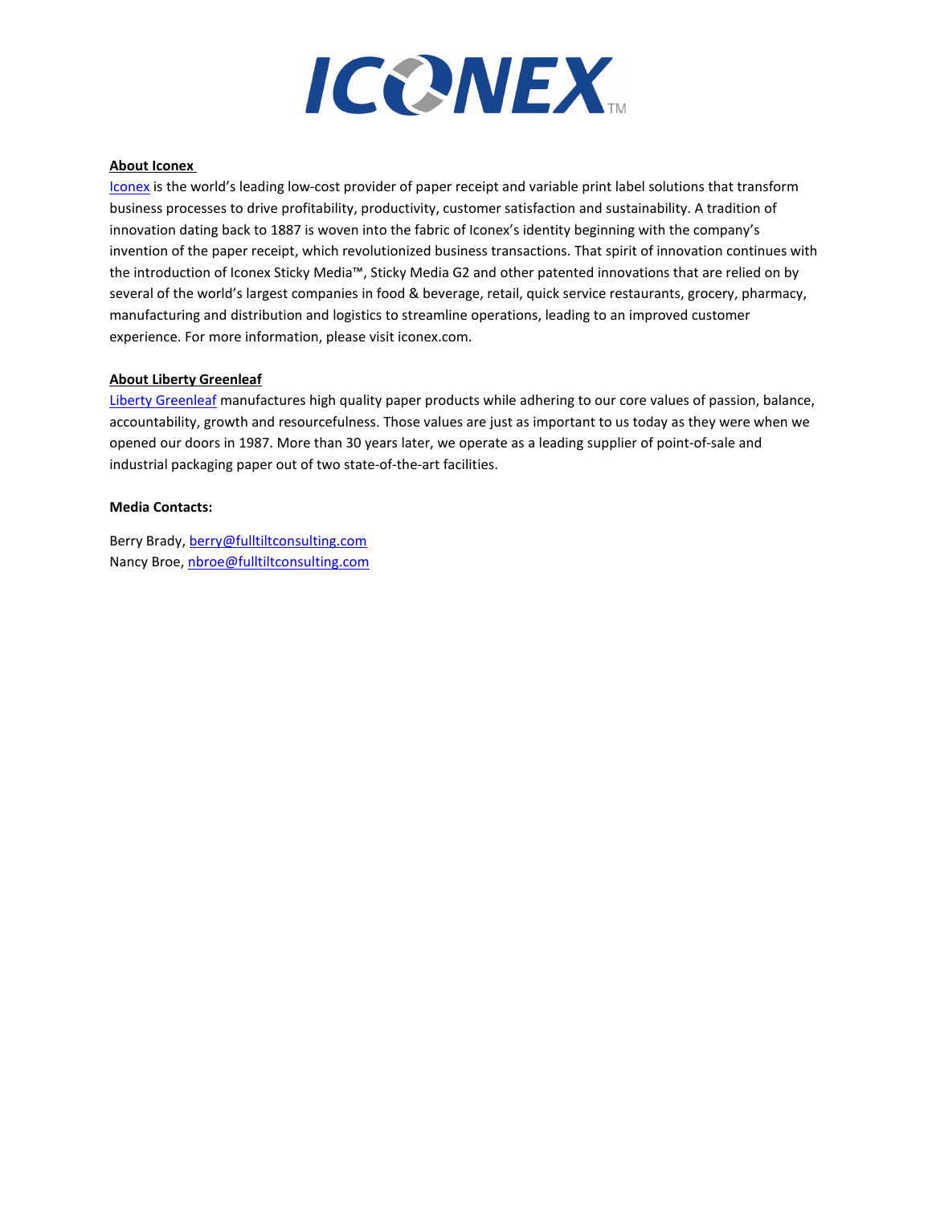**About Iconex**

Iconex is the world's leading low-cost provider of paper receipt and variable print label solutions that transform business processes to drive profitability, productivity, customer satisfaction and sustainability. A tradition of innovation dating back to 1887 is woven into the fabric of Iconex's identity beginning with the company's invention of the paper receipt, which revolutionized business transactions. That spirit of innovation continues with the introduction of Iconex Sticky Media™, Sticky Media G2 and other patented innovations that are relied on by several of the world's largest companies in food & beverage, retail, quick service restaurants, grocery, pharmacy, manufacturing and distribution and logistics to streamline operations, leading to an improved customer experience. For more information, please visit iconex.com.

**About Liberty Greenleaf**

Liberty Greenleaf manufactures high quality paper products while adhering to our core values of passion, balance, accountability, growth and resourcefulness. Those values are just as important to us today as they were when we opened our doors in 1987. More than 30 years later, we operate as a leading supplier of point-of-sale and industrial packaging paper out of two state-of-the-art facilities.

**Media Contacts:**

Berry Brady, berry@fulltiltconsulting.com
Nancy Broe, nbroe@fulltiltconsulting.com